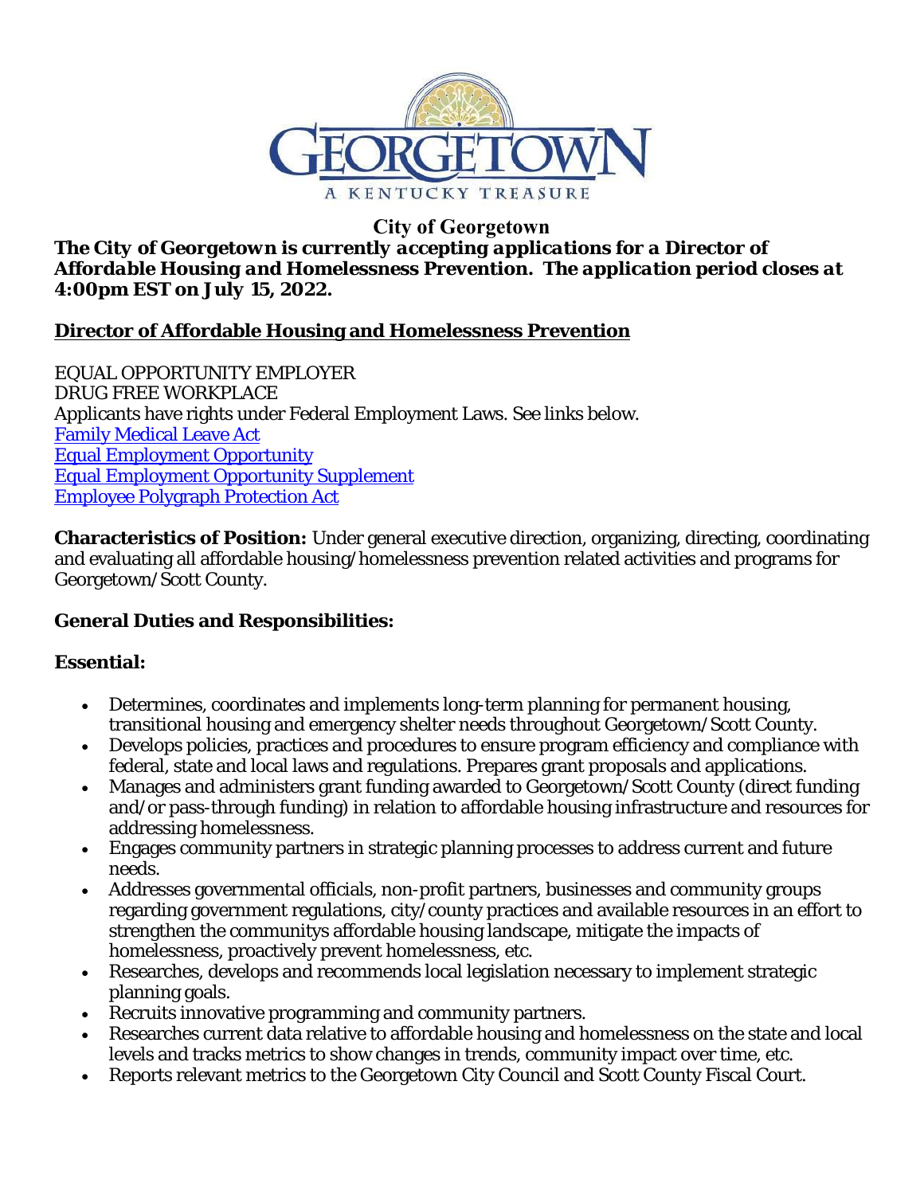GEORGETOWN
A KENTUCKY TREASURE

**City of Georgetown**

***The City of Georgetown is currently accepting applications for a Director of Affordable Housing and Homelessness Prevention. The application period closes at 4:00pm EST on July 15, 2022.***

## Director of Affordable Housing and Homelessness Prevention

EQUAL OPPORTUNITY EMPLOYER
DRUG FREE WORKPLACE
Applicants have rights under Federal Employment Laws. See links below.
Family Medical Leave Act
Equal Employment Opportunity
Equal Employment Opportunity Supplement
Employee Polygraph Protection Act

**Characteristics of Position:** Under general executive direction, organizing, directing, coordinating and evaluating all affordable housing/homelessness prevention related activities and programs for Georgetown/Scott County.

### General Duties and Responsibilities:

### Essential:

- Determines, coordinates and implements long-term planning for permanent housing, transitional housing and emergency shelter needs throughout Georgetown/Scott County.
- Develops policies, practices and procedures to ensure program efficiency and compliance with federal, state and local laws and regulations. Prepares grant proposals and applications.
- Manages and administers grant funding awarded to Georgetown/Scott County (direct funding and/or pass-through funding) in relation to affordable housing infrastructure and resources for addressing homelessness.
- Engages community partners in strategic planning processes to address current and future needs.
- Addresses governmental officials, non-profit partners, businesses and community groups regarding government regulations, city/county practices and available resources in an effort to strengthen the communitys affordable housing landscape, mitigate the impacts of homelessness, proactively prevent homelessness, etc.
- Researches, develops and recommends local legislation necessary to implement strategic planning goals.
- Recruits innovative programming and community partners.
- Researches current data relative to affordable housing and homelessness on the state and local levels and tracks metrics to show changes in trends, community impact over time, etc.
- Reports relevant metrics to the Georgetown City Council and Scott County Fiscal Court.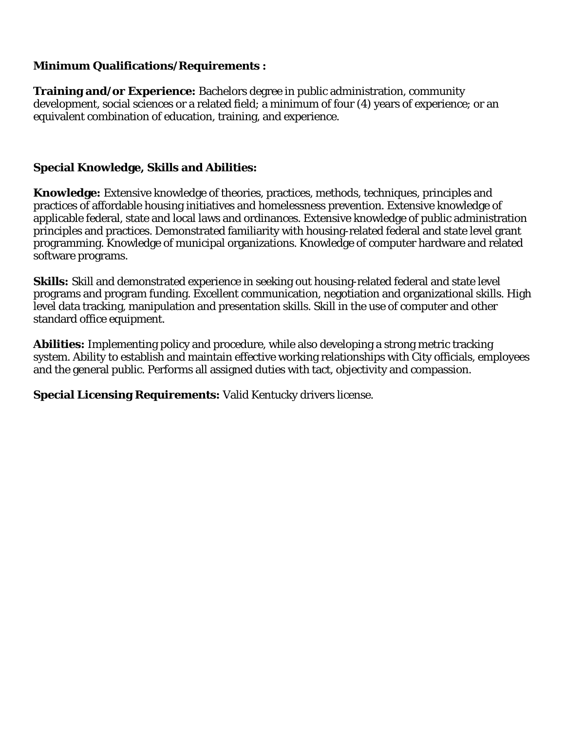**Minimum Qualifications/Requirements :**

**Training and/or Experience:** Bachelors degree in public administration, community development, social sciences or a related field; a minimum of four (4) years of experience; or an equivalent combination of education, training, and experience.

**Special Knowledge, Skills and Abilities:**

**Knowledge:** Extensive knowledge of theories, practices, methods, techniques, principles and practices of affordable housing initiatives and homelessness prevention. Extensive knowledge of applicable federal, state and local laws and ordinances. Extensive knowledge of public administration principles and practices. Demonstrated familiarity with housing-related federal and state level grant programming. Knowledge of municipal organizations. Knowledge of computer hardware and related software programs.

**Skills:** Skill and demonstrated experience in seeking out housing-related federal and state level programs and program funding. Excellent communication, negotiation and organizational skills. High level data tracking, manipulation and presentation skills. Skill in the use of computer and other standard office equipment.

**Abilities:** Implementing policy and procedure, while also developing a strong metric tracking system. Ability to establish and maintain effective working relationships with City officials, employees and the general public. Performs all assigned duties with tact, objectivity and compassion.

**Special Licensing Requirements:** Valid Kentucky drivers license.